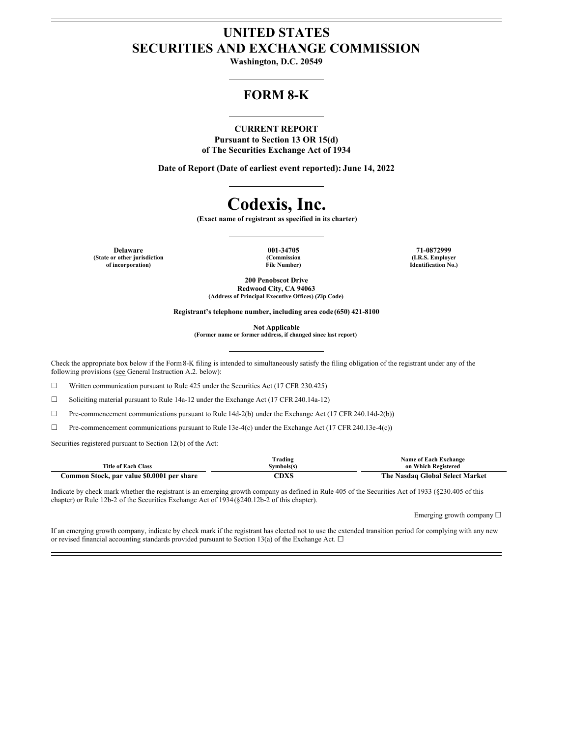# UNITED STATES
# SECURITIES AND EXCHANGE COMMISSION

**Washington, D.C. 20549**

## FORM 8-K

**CURRENT REPORT**
**Pursuant to Section 13 OR 15(d)**
**of The Securities Exchange Act of 1934**

**Date of Report (Date of earliest event reported): June 14, 2022**

# Codexis, Inc.

**(Exact name of registrant as specified in its charter)**

| Delaware | 001-34705 | 71-0872999 |
|---|---|---|
| (State or other jurisdiction of incorporation) | (Commission File Number) | (I.R.S. Employer Identification No.) |

**200 Penobscot Drive**
**Redwood City, CA 94063**
**(Address of Principal Executive Offices) (Zip Code)**

**Registrant's telephone number, including area code (650) 421-8100**

**Not Applicable**
**(Former name or former address, if changed since last report)**

Check the appropriate box below if the Form 8-K filing is intended to simultaneously satisfy the filing obligation of the registrant under any of the following provisions (see General Instruction A.2. below):

☐ Written communication pursuant to Rule 425 under the Securities Act (17 CFR 230.425)

☐ Soliciting material pursuant to Rule 14a-12 under the Exchange Act (17 CFR 240.14a-12)

☐ Pre-commencement communications pursuant to Rule 14d-2(b) under the Exchange Act (17 CFR 240.14d-2(b))

☐ Pre-commencement communications pursuant to Rule 13e-4(c) under the Exchange Act (17 CFR 240.13e-4(c))

Securities registered pursuant to Section 12(b) of the Act:

| Title of Each Class | Trading Symbols(s) | Name of Each Exchange on Which Registered |
|---|---|---|
| **Common Stock, par value $0.0001 per share** | **CDXS** | **The Nasdaq Global Select Market** |

Indicate by check mark whether the registrant is an emerging growth company as defined in Rule 405 of the Securities Act of 1933 (§230.405 of this chapter) or Rule 12b-2 of the Securities Exchange Act of 1934 (§240.12b-2 of this chapter).

Emerging growth company ☐

If an emerging growth company, indicate by check mark if the registrant has elected not to use the extended transition period for complying with any new or revised financial accounting standards provided pursuant to Section 13(a) of the Exchange Act. ☐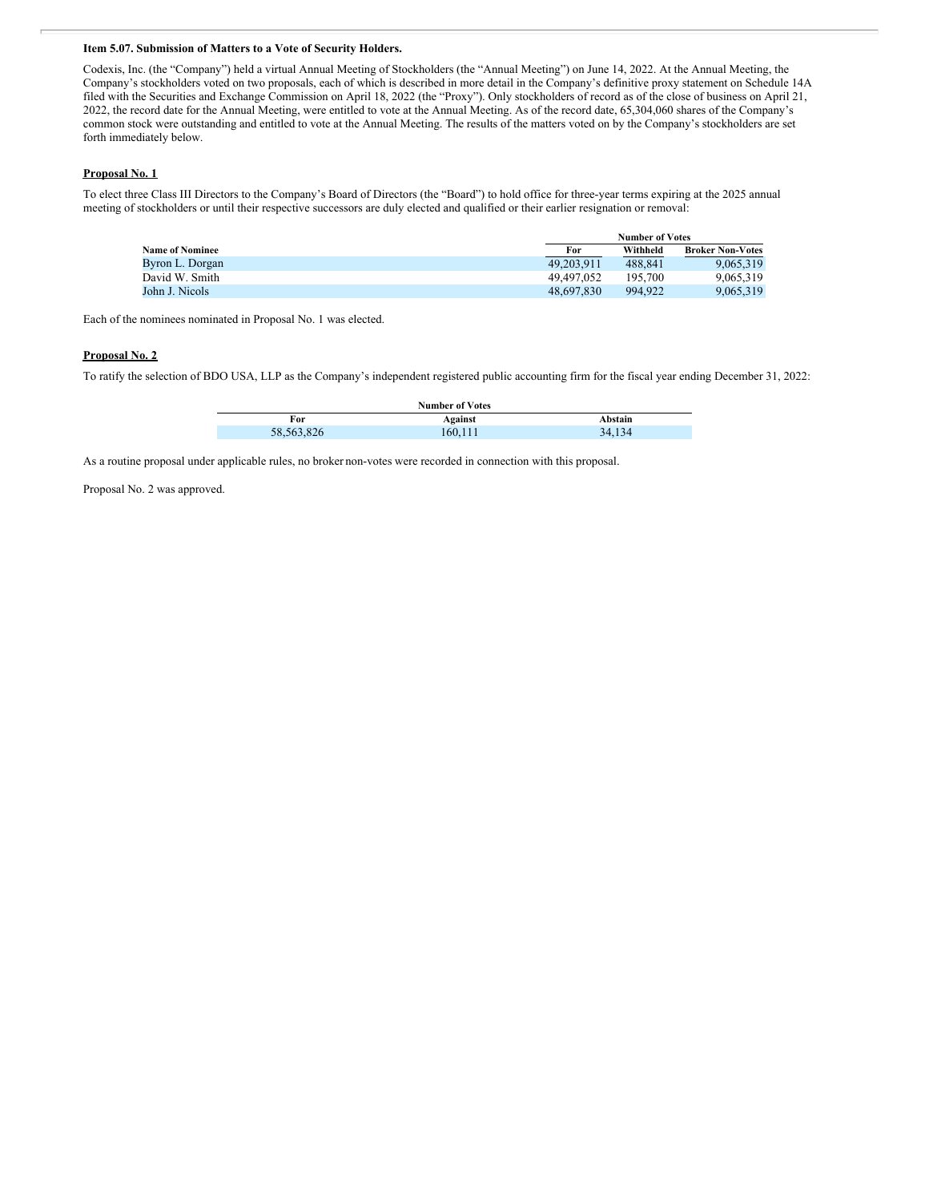**Item 5.07. Submission of Matters to a Vote of Security Holders.**

Codexis, Inc. (the "Company") held a virtual Annual Meeting of Stockholders (the "Annual Meeting") on June 14, 2022. At the Annual Meeting, the Company's stockholders voted on two proposals, each of which is described in more detail in the Company's definitive proxy statement on Schedule 14A filed with the Securities and Exchange Commission on April 18, 2022 (the "Proxy"). Only stockholders of record as of the close of business on April 21, 2022, the record date for the Annual Meeting, were entitled to vote at the Annual Meeting. As of the record date, 65,304,060 shares of the Company's common stock were outstanding and entitled to vote at the Annual Meeting. The results of the matters voted on by the Company's stockholders are set forth immediately below.

**Proposal No. 1**

To elect three Class III Directors to the Company's Board of Directors (the "Board") to hold office for three-year terms expiring at the 2025 annual meeting of stockholders or until their respective successors are duly elected and qualified or their earlier resignation or removal:

| | Number of Votes | | |
|---|---|---|---|
| **Name of Nominee** | **For** | **Withheld** | **Broker Non-Votes** |
| Byron L. Dorgan | 49,203,911 | 488,841 | 9,065,319 |
| David W. Smith | 49,497,052 | 195,700 | 9,065,319 |
| John J. Nicols | 48,697,830 | 994,922 | 9,065,319 |

Each of the nominees nominated in Proposal No. 1 was elected.

**Proposal No. 2**

To ratify the selection of BDO USA, LLP as the Company's independent registered public accounting firm for the fiscal year ending December 31, 2022:

| Number of Votes | | |
|---|---|---|
| **For** | **Against** | **Abstain** |
| 58,563,826 | 160,111 | 34,134 |

As a routine proposal under applicable rules, no broker non-votes were recorded in connection with this proposal.

Proposal No. 2 was approved.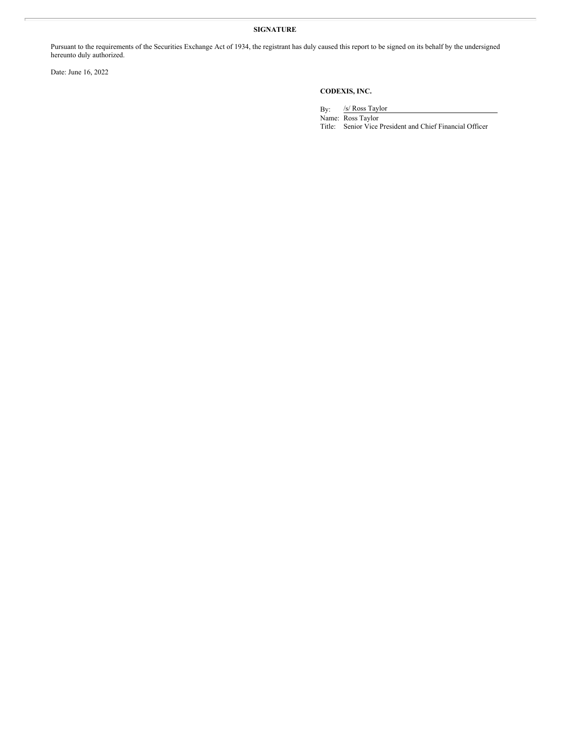**SIGNATURE**

Pursuant to the requirements of the Securities Exchange Act of 1934, the registrant has duly caused this report to be signed on its behalf by the undersigned hereunto duly authorized.

Date: June 16, 2022

**CODEXIS, INC.**

By: /s/ Ross Taylor

Name: Ross Taylor

Title: Senior Vice President and Chief Financial Officer